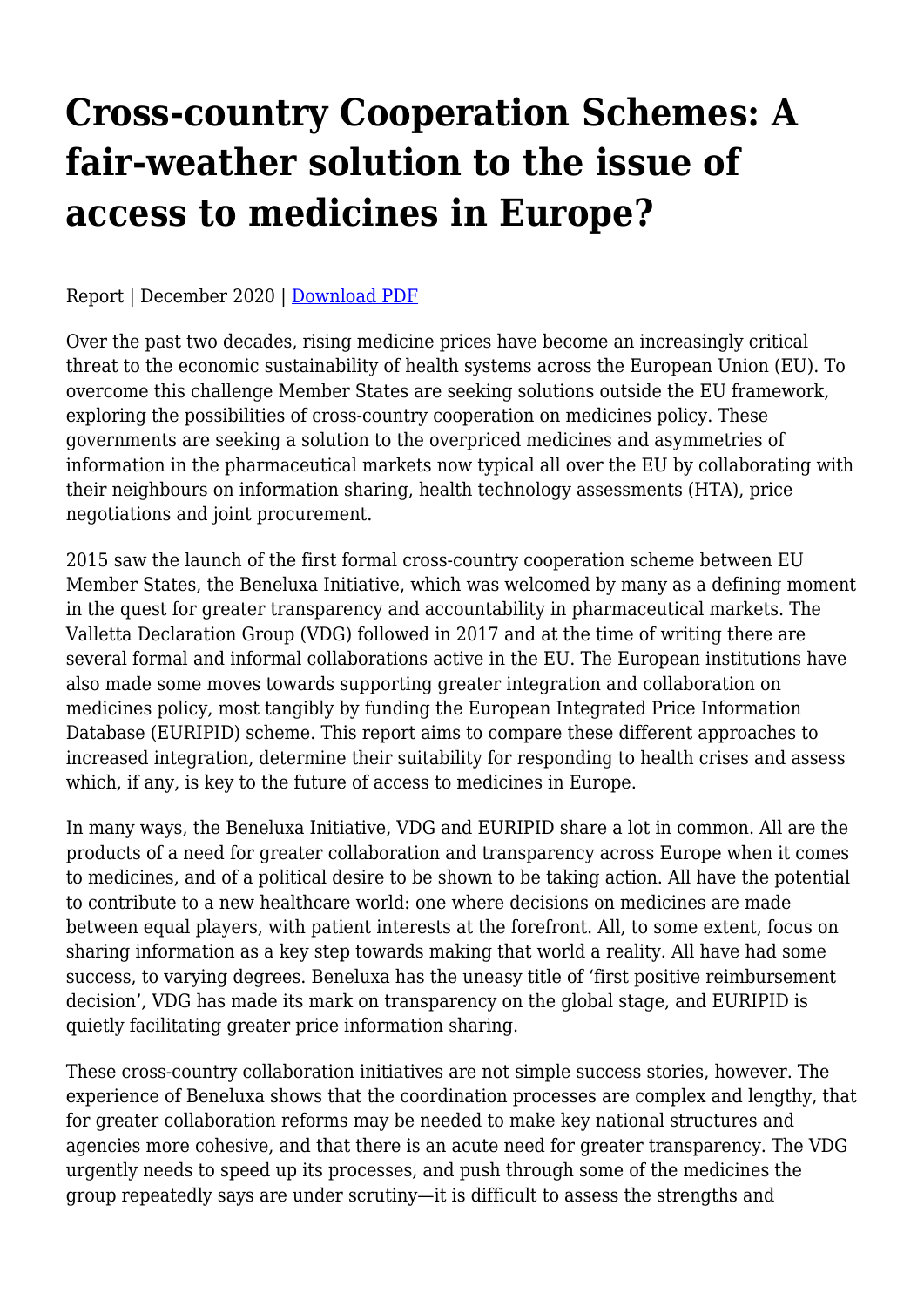# Cross-country Cooperation Schemes: A fair-weather solution to the issue of access to medicines in Europe?

Report | December 2020 | [Download PDF]

Over the past two decades, rising medicine prices have become an increasingly critical threat to the economic sustainability of health systems across the European Union (EU). To overcome this challenge Member States are seeking solutions outside the EU framework, exploring the possibilities of cross-country cooperation on medicines policy. These governments are seeking a solution to the overpriced medicines and asymmetries of information in the pharmaceutical markets now typical all over the EU by collaborating with their neighbours on information sharing, health technology assessments (HTA), price negotiations and joint procurement.

2015 saw the launch of the first formal cross-country cooperation scheme between EU Member States, the Beneluxa Initiative, which was welcomed by many as a defining moment in the quest for greater transparency and accountability in pharmaceutical markets. The Valletta Declaration Group (VDG) followed in 2017 and at the time of writing there are several formal and informal collaborations active in the EU. The European institutions have also made some moves towards supporting greater integration and collaboration on medicines policy, most tangibly by funding the European Integrated Price Information Database (EURIPID) scheme. This report aims to compare these different approaches to increased integration, determine their suitability for responding to health crises and assess which, if any, is key to the future of access to medicines in Europe.

In many ways, the Beneluxa Initiative, VDG and EURIPID share a lot in common. All are the products of a need for greater collaboration and transparency across Europe when it comes to medicines, and of a political desire to be shown to be taking action. All have the potential to contribute to a new healthcare world: one where decisions on medicines are made between equal players, with patient interests at the forefront. All, to some extent, focus on sharing information as a key step towards making that world a reality. All have had some success, to varying degrees. Beneluxa has the uneasy title of 'first positive reimbursement decision', VDG has made its mark on transparency on the global stage, and EURIPID is quietly facilitating greater price information sharing.

These cross-country collaboration initiatives are not simple success stories, however. The experience of Beneluxa shows that the coordination processes are complex and lengthy, that for greater collaboration reforms may be needed to make key national structures and agencies more cohesive, and that there is an acute need for greater transparency. The VDG urgently needs to speed up its processes, and push through some of the medicines the group repeatedly says are under scrutiny—it is difficult to assess the strengths and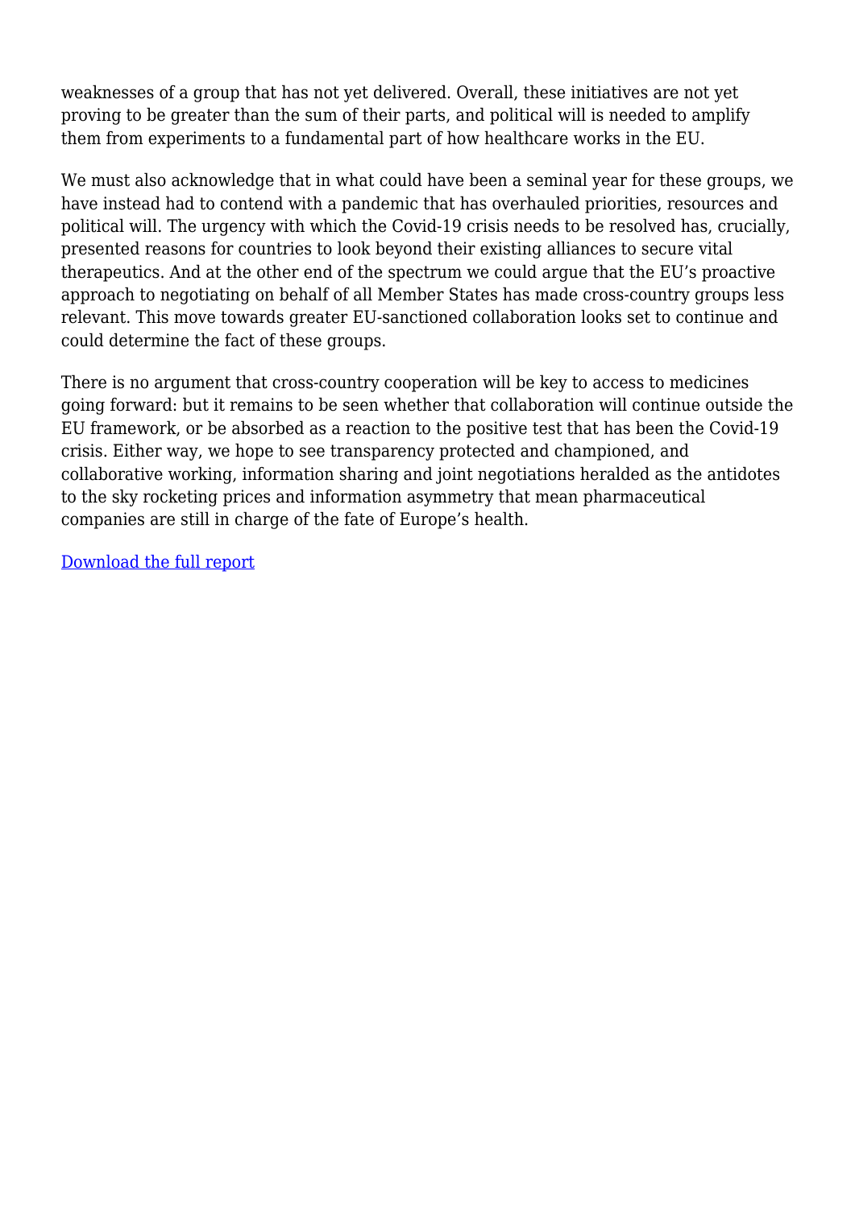weaknesses of a group that has not yet delivered. Overall, these initiatives are not yet proving to be greater than the sum of their parts, and political will is needed to amplify them from experiments to a fundamental part of how healthcare works in the EU.

We must also acknowledge that in what could have been a seminal year for these groups, we have instead had to contend with a pandemic that has overhauled priorities, resources and political will. The urgency with which the Covid-19 crisis needs to be resolved has, crucially, presented reasons for countries to look beyond their existing alliances to secure vital therapeutics. And at the other end of the spectrum we could argue that the EU's proactive approach to negotiating on behalf of all Member States has made cross-country groups less relevant. This move towards greater EU-sanctioned collaboration looks set to continue and could determine the fact of these groups.

There is no argument that cross-country cooperation will be key to access to medicines going forward: but it remains to be seen whether that collaboration will continue outside the EU framework, or be absorbed as a reaction to the positive test that has been the Covid-19 crisis. Either way, we hope to see transparency protected and championed, and collaborative working, information sharing and joint negotiations heralded as the antidotes to the sky rocketing prices and information asymmetry that mean pharmaceutical companies are still in charge of the fate of Europe's health.

Download the full report